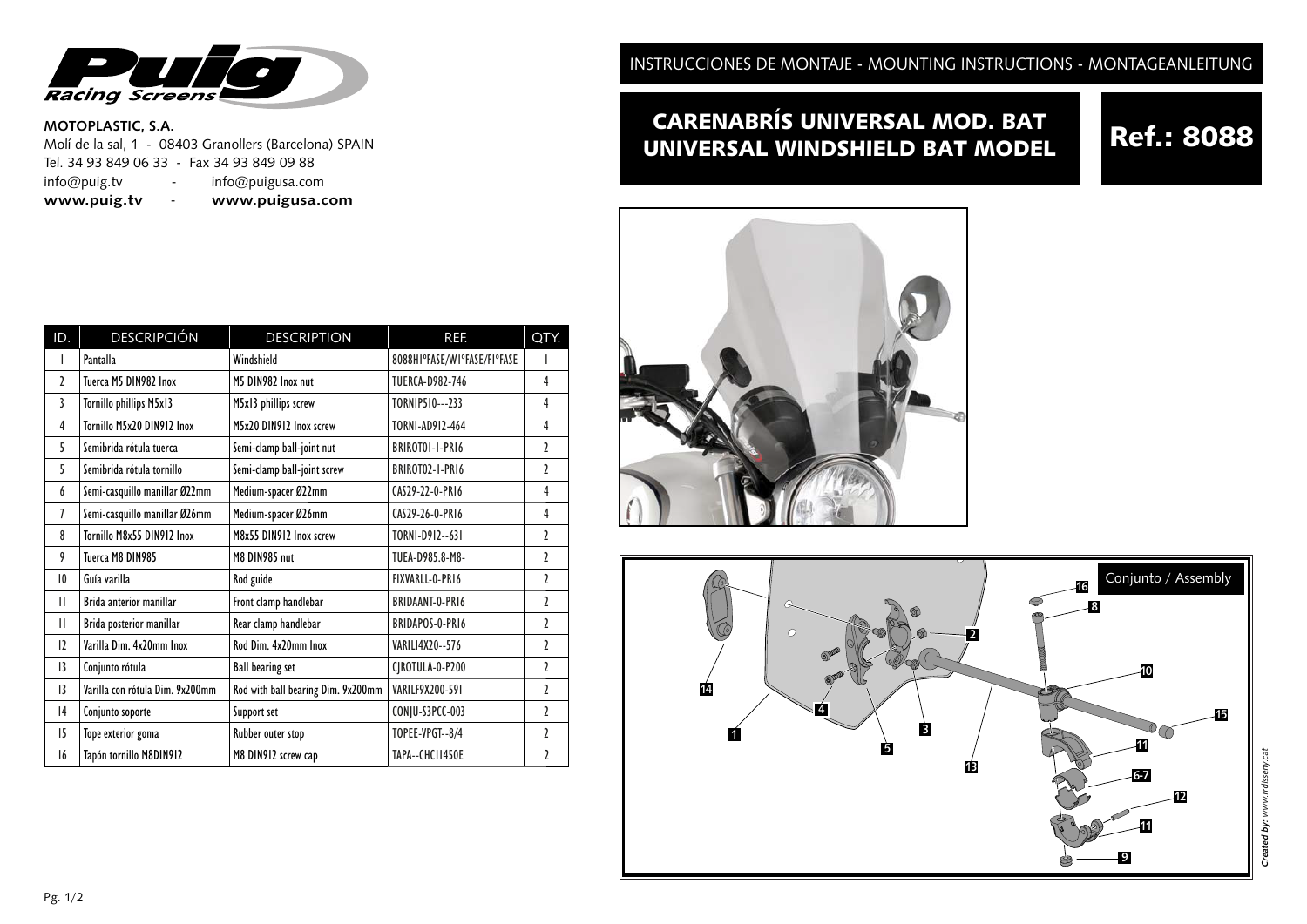**MOTOPLASTIC, S.A.**
Molí de la sal, 1 - 08403 Granollers (Barcelona) SPAIN
Tel. 34 93 849 06 33 - Fax 34 93 849 09 88
info@puig.tv - info@puigusa.com
**www.puig.tv** - **www.puigusa.com**

INSTRUCCIONES DE MONTAJE - MOUNTING INSTRUCTIONS - MONTAGEANLEITUNG

# CARENABRÍS UNIVERSAL MOD. BAT
# UNIVERSAL WINDSHIELD BAT MODEL

# Ref.: 8088

| ID. | DESCRIPCIÓN | DESCRIPTION | REF. | QTY. |
|---|---|---|---|---|
| 1 | Pantalla | Windshield | 8088H1ºFASE/W1ºFASE/F1ºFASE | 1 |
| 2 | Tuerca M5 DIN982 Inox | M5 DIN982 Inox nut | TUERCA-D982-746 | 4 |
| 3 | Tornillo phillips M5x13 | M5x13 phillips screw | TORNIP510---233 | 4 |
| 4 | Tornillo M5x20 DIN912 Inox | M5x20 DIN912 Inox screw | TORNI-AD912-464 | 4 |
| 5 | Semibrida rótula tuerca | Semi-clamp ball-joint nut | BRIROT01-1-PR16 | 2 |
| 5 | Semibrida rótula tornillo | Semi-clamp ball-joint screw | BRIROT02-1-PR16 | 2 |
| 6 | Semi-casquillo manillar Ø22mm | Medium-spacer Ø22mm | CAS29-22-0-PR16 | 4 |
| 7 | Semi-casquillo manillar Ø26mm | Medium-spacer Ø26mm | CAS29-26-0-PR16 | 4 |
| 8 | Tornillo M8x55 DIN912 Inox | M8x55 DIN912 Inox screw | TORNI-D912--631 | 2 |
| 9 | Tuerca M8 DIN985 | M8 DIN985 nut | TUEA-D985.8-M8- | 2 |
| 10 | Guía varilla | Rod guide | FIXVARLL-0-PR16 | 2 |
| 11 | Brida anterior manillar | Front clamp handlebar | BRIDAANT-0-PR16 | 2 |
| 11 | Brida posterior manillar | Rear clamp handlebar | BRIDAPOS-0-PR16 | 2 |
| 12 | Varilla Dim. 4x20mm Inox | Rod Dim. 4x20mm Inox | VARILI4X20--576 | 2 |
| 13 | Conjunto rótula | Ball bearing set | CJROTULA-0-P200 | 2 |
| 13 | Varilla con rótula Dim. 9x200mm | Rod with ball bearing Dim. 9x200mm | VARILF9X200-591 | 2 |
| 14 | Conjunto soporte | Support set | CONJU-S3PCC-003 | 2 |
| 15 | Tope exterior goma | Rubber outer stop | TOPEE-VPGT--8/4 | 2 |
| 16 | Tapón tornillo M8DIN912 | M8 DIN912 screw cap | TAPA--CHC11450E | 2 |

Conjunto / Assembly

*Created by: www.rdisseny.cat*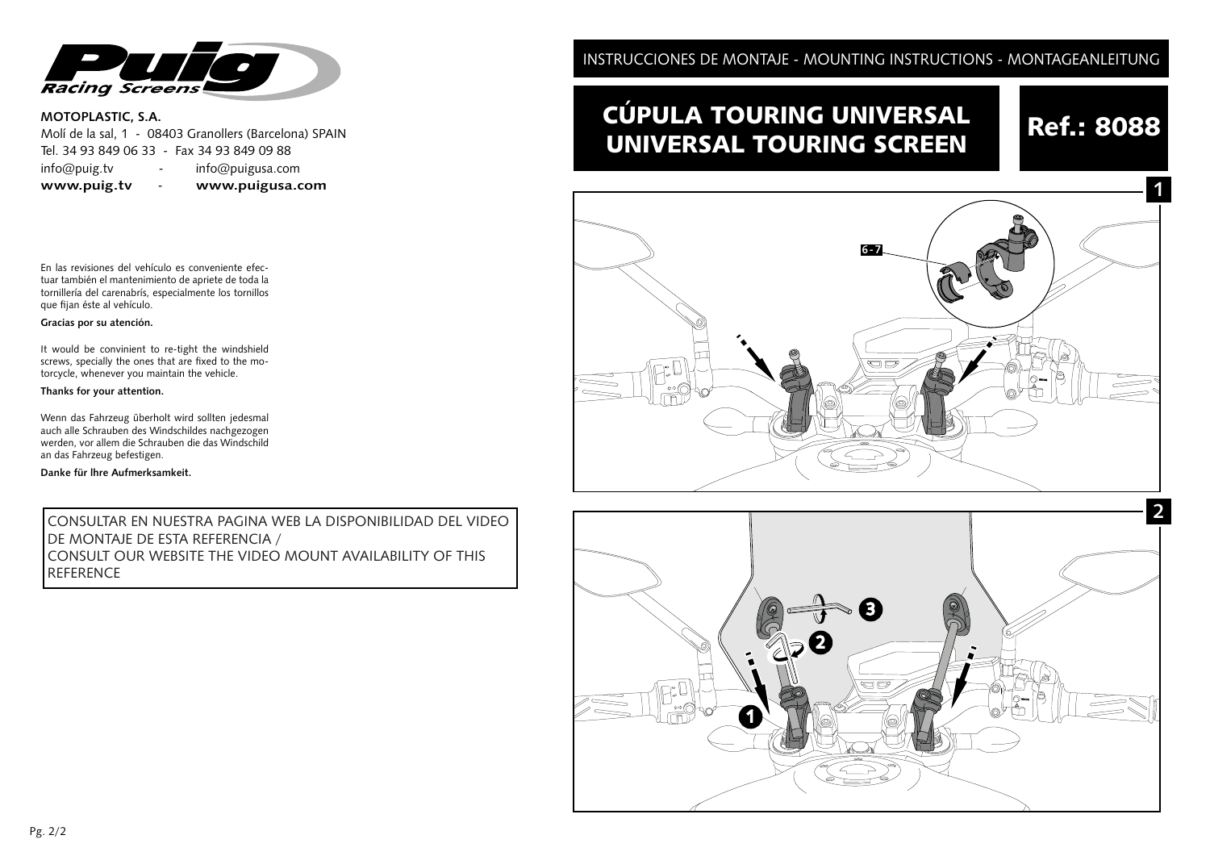**MOTOPLASTIC, S.A.**
Molí de la sal, 1 - 08403 Granollers (Barcelona) SPAIN
Tel. 34 93 849 06 33 - Fax 34 93 849 09 88
info@puig.tv - info@puigusa.com
**www.puig.tv** - **www.puigusa.com**

En las revisiones del vehículo es conveniente efectuar también el mantenimiento de apriete de toda la tornillería del carenabrís, especialmente los tornillos que fijan éste al vehículo.

**Gracias por su atención.**

It would be convinient to re-tight the windshield screws, specially the ones that are fixed to the motorcycle, whenever you maintain the vehicle.

**Thanks for your attention.**

Wenn das Fahrzeug überholt wird sollten jedesmal auch alle Schrauben des Windschildes nachgezogen werden, vor allem die Schrauben die das Windschild an das Fahrzeug befestigen.

**Danke für Ihre Aufmerksamkeit.**

CONSULTAR EN NUESTRA PAGINA WEB LA DISPONIBILIDAD DEL VIDEO DE MONTAJE DE ESTA REFERENCIA /
CONSULT OUR WEBSITE THE VIDEO MOUNT AVAILABILITY OF THIS REFERENCE

INSTRUCCIONES DE MONTAJE - MOUNTING INSTRUCTIONS - MONTAGEANLEITUNG

# CÚPULA TOURING UNIVERSAL
# UNIVERSAL TOURING SCREEN

# Ref.: 8088

1

6 - 7

2

1

2

3